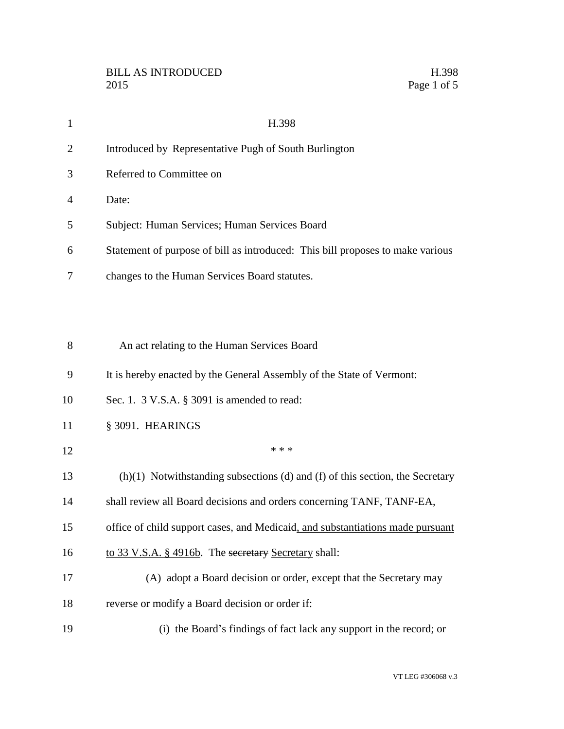H.398

Introduced by Representative Pugh of South Burlington

Referred to Committee on

Date:

Subject: Human Services; Human Services Board

Statement of purpose of bill as introduced: This bill proposes to make various changes to the Human Services Board statutes.

An act relating to the Human Services Board

It is hereby enacted by the General Assembly of the State of Vermont:

Sec. 1. 3 V.S.A. § 3091 is amended to read:

§ 3091. HEARINGS

\* \* \*

(h)(1) Notwithstanding subsections (d) and (f) of this section, the Secretary shall review all Board decisions and orders concerning TANF, TANF-EA, office of child support cases, ~~and~~ Medicaid, and substantiations made pursuant to 33 V.S.A. § 4916b. The ~~secretary~~ Secretary shall:

(A) adopt a Board decision or order, except that the Secretary may reverse or modify a Board decision or order if:

(i) the Board's findings of fact lack any support in the record; or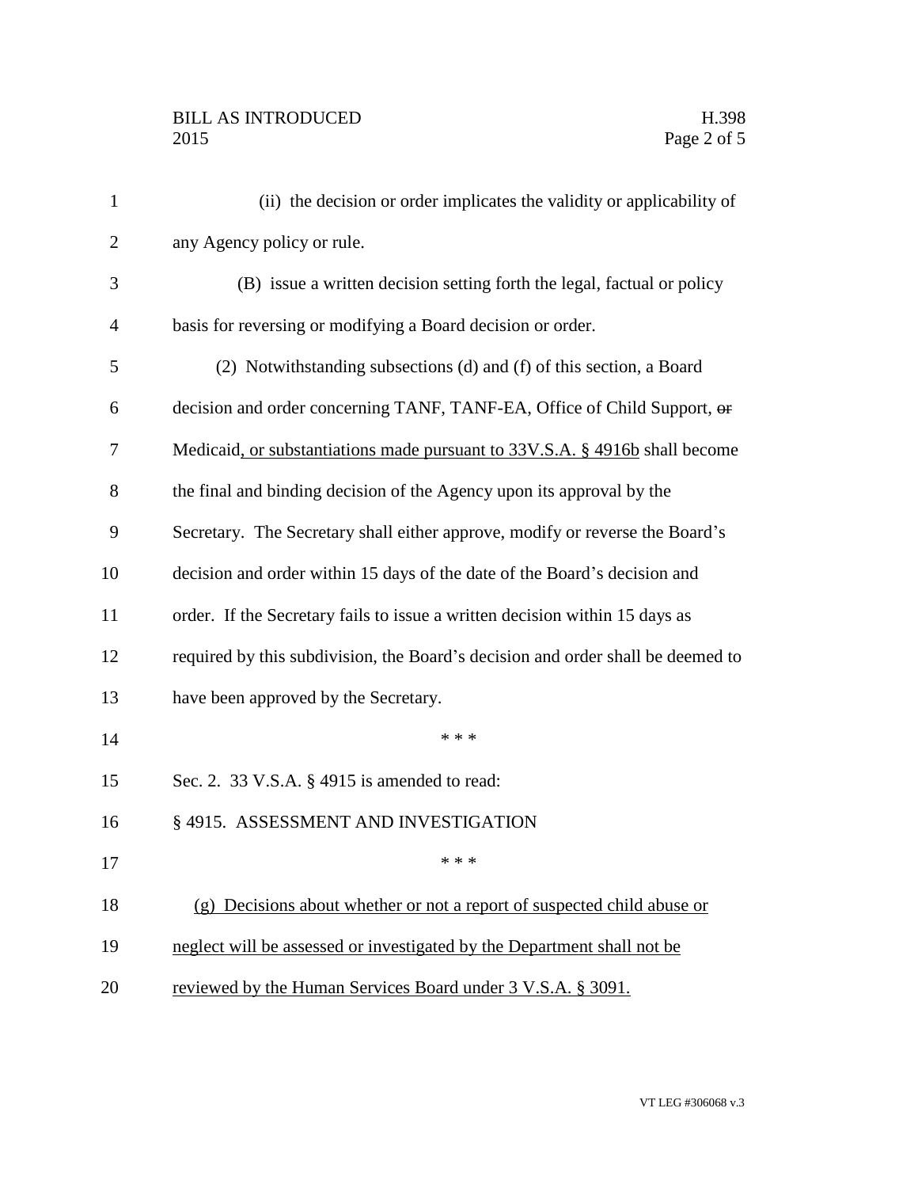(ii) the decision or order implicates the validity or applicability of any Agency policy or rule.

(B) issue a written decision setting forth the legal, factual or policy basis for reversing or modifying a Board decision or order.

(2) Notwithstanding subsections (d) and (f) of this section, a Board decision and order concerning TANF, TANF-EA, Office of Child Support, ~~or~~ Medicaid, or substantiations made pursuant to 33V.S.A. § 4916b shall become the final and binding decision of the Agency upon its approval by the Secretary. The Secretary shall either approve, modify or reverse the Board's decision and order within 15 days of the date of the Board's decision and order. If the Secretary fails to issue a written decision within 15 days as required by this subdivision, the Board's decision and order shall be deemed to have been approved by the Secretary.

\* \* \*

Sec. 2. 33 V.S.A. § 4915 is amended to read:

§ 4915. ASSESSMENT AND INVESTIGATION

\* \* \*

(g) Decisions about whether or not a report of suspected child abuse or neglect will be assessed or investigated by the Department shall not be reviewed by the Human Services Board under 3 V.S.A. § 3091.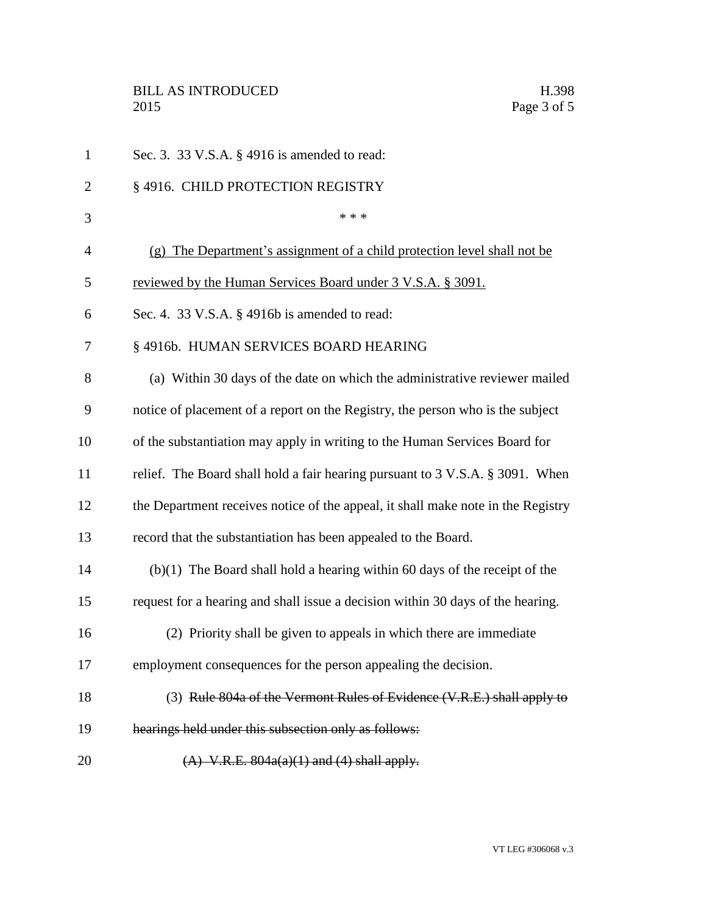Sec. 3. 33 V.S.A. § 4916 is amended to read:

§ 4916. CHILD PROTECTION REGISTRY

\* \* \*

<u>(g) The Department's assignment of a child protection level shall not be reviewed by the Human Services Board under 3 V.S.A. § 3091.</u>

Sec. 4. 33 V.S.A. § 4916b is amended to read:

§ 4916b. HUMAN SERVICES BOARD HEARING

(a) Within 30 days of the date on which the administrative reviewer mailed notice of placement of a report on the Registry, the person who is the subject of the substantiation may apply in writing to the Human Services Board for relief. The Board shall hold a fair hearing pursuant to 3 V.S.A. § 3091. When the Department receives notice of the appeal, it shall make note in the Registry record that the substantiation has been appealed to the Board.

(b)(1) The Board shall hold a hearing within 60 days of the receipt of the request for a hearing and shall issue a decision within 30 days of the hearing.

(2) Priority shall be given to appeals in which there are immediate employment consequences for the person appealing the decision.

(3) ~~Rule 804a of the Vermont Rules of Evidence (V.R.E.) shall apply to hearings held under this subsection only as follows:~~

~~(A) V.R.E. 804a(a)(1) and (4) shall apply.~~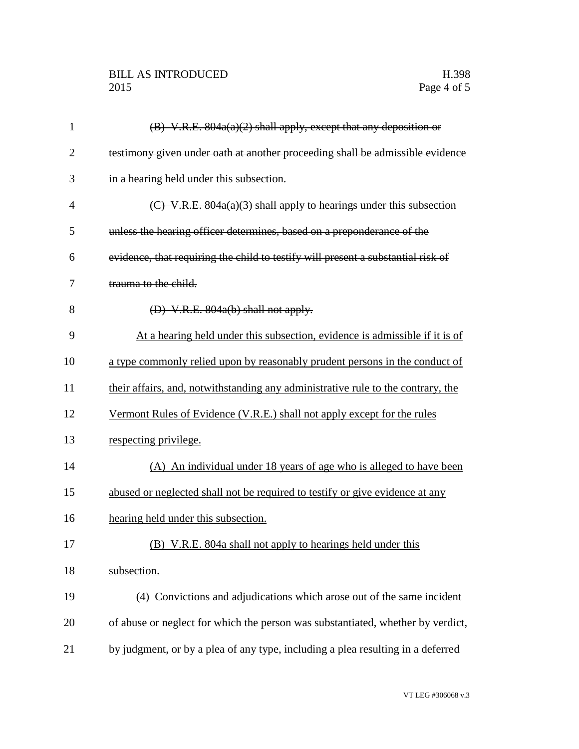~~(B) V.R.E. 804a(a)(2) shall apply, except that any deposition or testimony given under oath at another proceeding shall be admissible evidence in a hearing held under this subsection.~~

~~(C) V.R.E. 804a(a)(3) shall apply to hearings under this subsection unless the hearing officer determines, based on a preponderance of the evidence, that requiring the child to testify will present a substantial risk of trauma to the child.~~

~~(D) V.R.E. 804a(b) shall not apply.~~

<u>At a hearing held under this subsection, evidence is admissible if it is of a type commonly relied upon by reasonably prudent persons in the conduct of their affairs, and, notwithstanding any administrative rule to the contrary, the Vermont Rules of Evidence (V.R.E.) shall not apply except for the rules respecting privilege.</u>

<u>(A) An individual under 18 years of age who is alleged to have been abused or neglected shall not be required to testify or give evidence at any hearing held under this subsection.</u>

<u>(B) V.R.E. 804a shall not apply to hearings held under this subsection.</u>

(4) Convictions and adjudications which arose out of the same incident of abuse or neglect for which the person was substantiated, whether by verdict, by judgment, or by a plea of any type, including a plea resulting in a deferred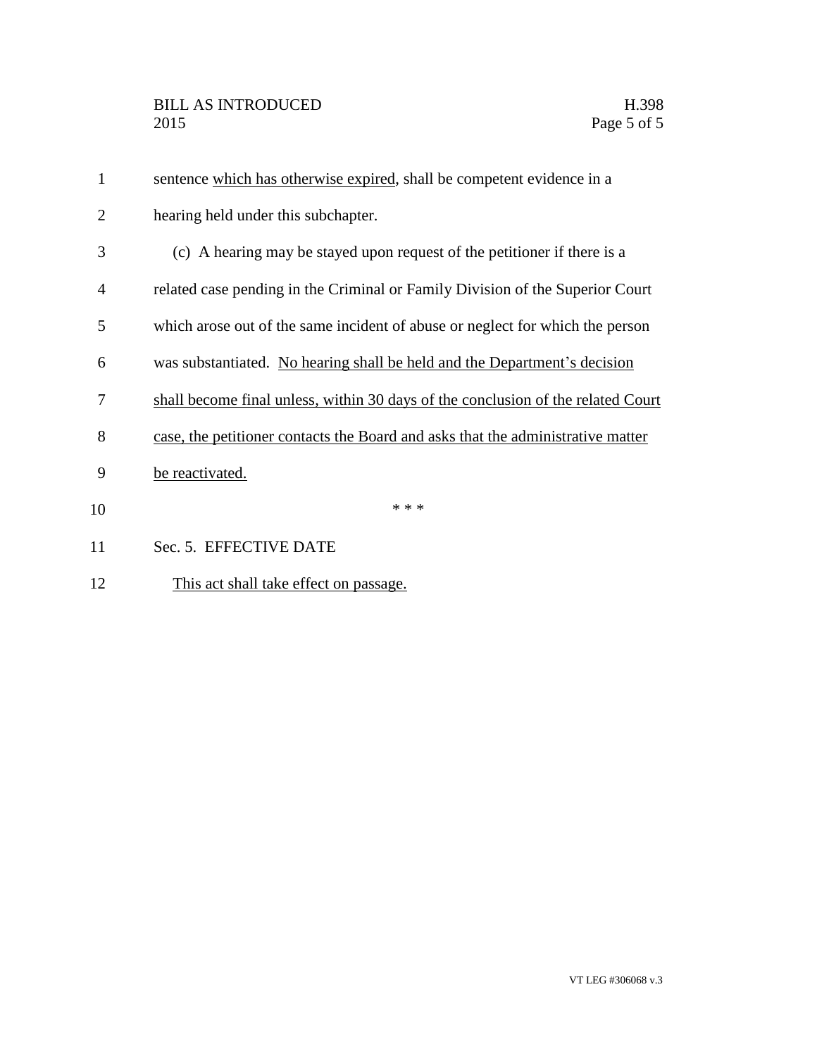sentence <u>which has otherwise expired</u>, shall be competent evidence in a hearing held under this subchapter.

(c) A hearing may be stayed upon request of the petitioner if there is a related case pending in the Criminal or Family Division of the Superior Court which arose out of the same incident of abuse or neglect for which the person was substantiated. <u>No hearing shall be held and the Department's decision shall become final unless, within 30 days of the conclusion of the related Court case, the petitioner contacts the Board and asks that the administrative matter be reactivated.</u>

\* \* \*

Sec. 5. EFFECTIVE DATE

<u>This act shall take effect on passage.</u>